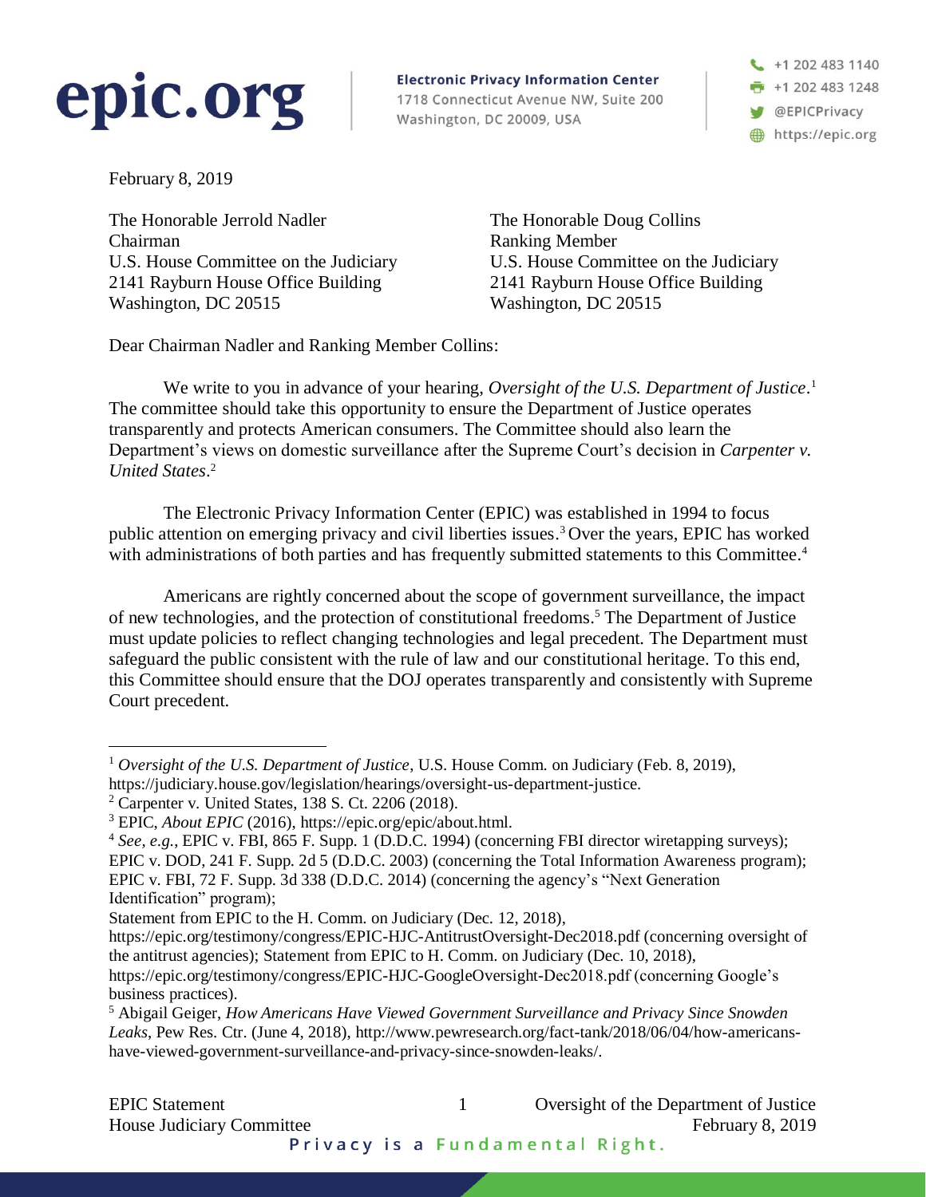epic.org

**Electronic Privacy Information Center**
1718 Connecticut Avenue NW, Suite 200
Washington, DC 20009, USA

+1 202 483 1140
+1 202 483 1248
@EPICPrivacy
https://epic.org

February 8, 2019

The Honorable Jerrold Nadler
Chairman
U.S. House Committee on the Judiciary
2141 Rayburn House Office Building
Washington, DC 20515

The Honorable Doug Collins
Ranking Member
U.S. House Committee on the Judiciary
2141 Rayburn House Office Building
Washington, DC 20515

Dear Chairman Nadler and Ranking Member Collins:

We write to you in advance of your hearing, *Oversight of the U.S. Department of Justice*.[1] The committee should take this opportunity to ensure the Department of Justice operates transparently and protects American consumers. The Committee should also learn the Department's views on domestic surveillance after the Supreme Court's decision in *Carpenter v. United States*.[2]

The Electronic Privacy Information Center (EPIC) was established in 1994 to focus public attention on emerging privacy and civil liberties issues.[3] Over the years, EPIC has worked with administrations of both parties and has frequently submitted statements to this Committee.[4]

Americans are rightly concerned about the scope of government surveillance, the impact of new technologies, and the protection of constitutional freedoms.[5] The Department of Justice must update policies to reflect changing technologies and legal precedent. The Department must safeguard the public consistent with the rule of law and our constitutional heritage. To this end, this Committee should ensure that the DOJ operates transparently and consistently with Supreme Court precedent.

---

[1] *Oversight of the U.S. Department of Justice*, U.S. House Comm. on Judiciary (Feb. 8, 2019), https://judiciary.house.gov/legislation/hearings/oversight-us-department-justice.

[2] Carpenter v. United States, 138 S. Ct. 2206 (2018).

[3] EPIC, *About EPIC* (2016), https://epic.org/epic/about.html.

[4] *See, e.g.*, EPIC v. FBI, 865 F. Supp. 1 (D.D.C. 1994) (concerning FBI director wiretapping surveys); EPIC v. DOD, 241 F. Supp. 2d 5 (D.D.C. 2003) (concerning the Total Information Awareness program); EPIC v. FBI, 72 F. Supp. 3d 338 (D.D.C. 2014) (concerning the agency's "Next Generation Identification" program);
Statement from EPIC to the H. Comm. on Judiciary (Dec. 12, 2018), https://epic.org/testimony/congress/EPIC-HJC-AntitrustOversight-Dec2018.pdf (concerning oversight of the antitrust agencies); Statement from EPIC to H. Comm. on Judiciary (Dec. 10, 2018), https://epic.org/testimony/congress/EPIC-HJC-GoogleOversight-Dec2018.pdf (concerning Google's business practices).

[5] Abigail Geiger, *How Americans Have Viewed Government Surveillance and Privacy Since Snowden Leaks*, Pew Res. Ctr. (June 4, 2018), http://www.pewresearch.org/fact-tank/2018/06/04/how-americans-have-viewed-government-surveillance-and-privacy-since-snowden-leaks/.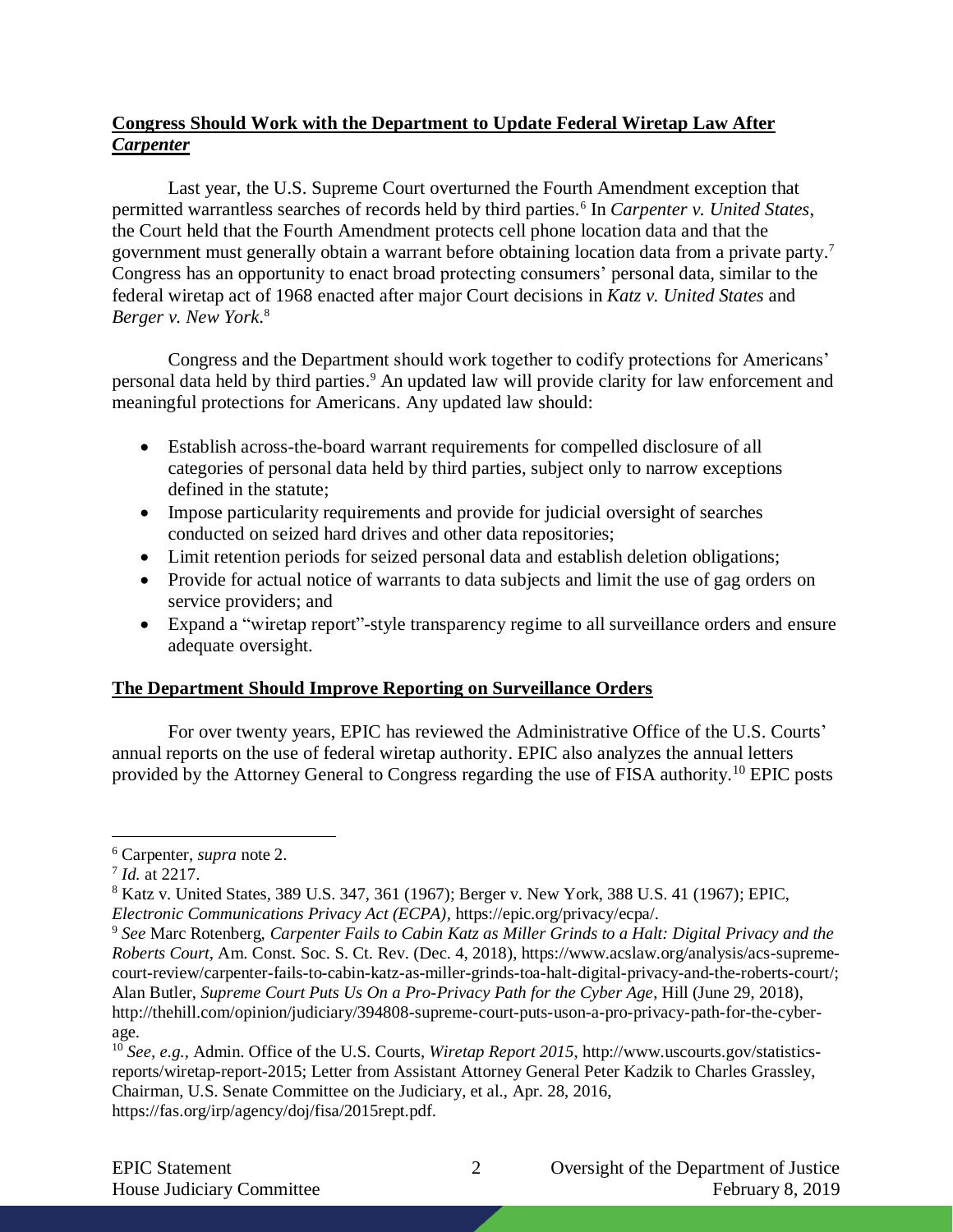## **Congress Should Work with the Department to Update Federal Wiretap Law After *Carpenter***

Last year, the U.S. Supreme Court overturned the Fourth Amendment exception that permitted warrantless searches of records held by third parties.[6] In *Carpenter v. United States*, the Court held that the Fourth Amendment protects cell phone location data and that the government must generally obtain a warrant before obtaining location data from a private party.[7] Congress has an opportunity to enact broad protecting consumers' personal data, similar to the federal wiretap act of 1968 enacted after major Court decisions in *Katz v. United States* and *Berger v. New York*.[8]

Congress and the Department should work together to codify protections for Americans' personal data held by third parties.[9] An updated law will provide clarity for law enforcement and meaningful protections for Americans. Any updated law should:

- Establish across-the-board warrant requirements for compelled disclosure of all categories of personal data held by third parties, subject only to narrow exceptions defined in the statute;
- Impose particularity requirements and provide for judicial oversight of searches conducted on seized hard drives and other data repositories;
- Limit retention periods for seized personal data and establish deletion obligations;
- Provide for actual notice of warrants to data subjects and limit the use of gag orders on service providers; and
- Expand a "wiretap report"-style transparency regime to all surveillance orders and ensure adequate oversight.

## **The Department Should Improve Reporting on Surveillance Orders**

For over twenty years, EPIC has reviewed the Administrative Office of the U.S. Courts' annual reports on the use of federal wiretap authority. EPIC also analyzes the annual letters provided by the Attorney General to Congress regarding the use of FISA authority.[10] EPIC posts

---

[6] Carpenter, *supra* note 2.

[7] *Id.* at 2217.

[8] Katz v. United States, 389 U.S. 347, 361 (1967); Berger v. New York, 388 U.S. 41 (1967); EPIC, *Electronic Communications Privacy Act (ECPA)*, https://epic.org/privacy/ecpa/.

[9] *See* Marc Rotenberg, *Carpenter Fails to Cabin Katz as Miller Grinds to a Halt: Digital Privacy and the Roberts Court*, Am. Const. Soc. S. Ct. Rev. (Dec. 4, 2018), https://www.acslaw.org/analysis/acs-supreme-court-review/carpenter-fails-to-cabin-katz-as-miller-grinds-toa-halt-digital-privacy-and-the-roberts-court/; Alan Butler, *Supreme Court Puts Us On a Pro-Privacy Path for the Cyber Age*, Hill (June 29, 2018), http://thehill.com/opinion/judiciary/394808-supreme-court-puts-uson-a-pro-privacy-path-for-the-cyber-age.

[10] *See, e.g.*, Admin. Office of the U.S. Courts, *Wiretap Report 2015*, http://www.uscourts.gov/statistics-reports/wiretap-report-2015; Letter from Assistant Attorney General Peter Kadzik to Charles Grassley, Chairman, U.S. Senate Committee on the Judiciary, et al., Apr. 28, 2016, https://fas.org/irp/agency/doj/fisa/2015rept.pdf.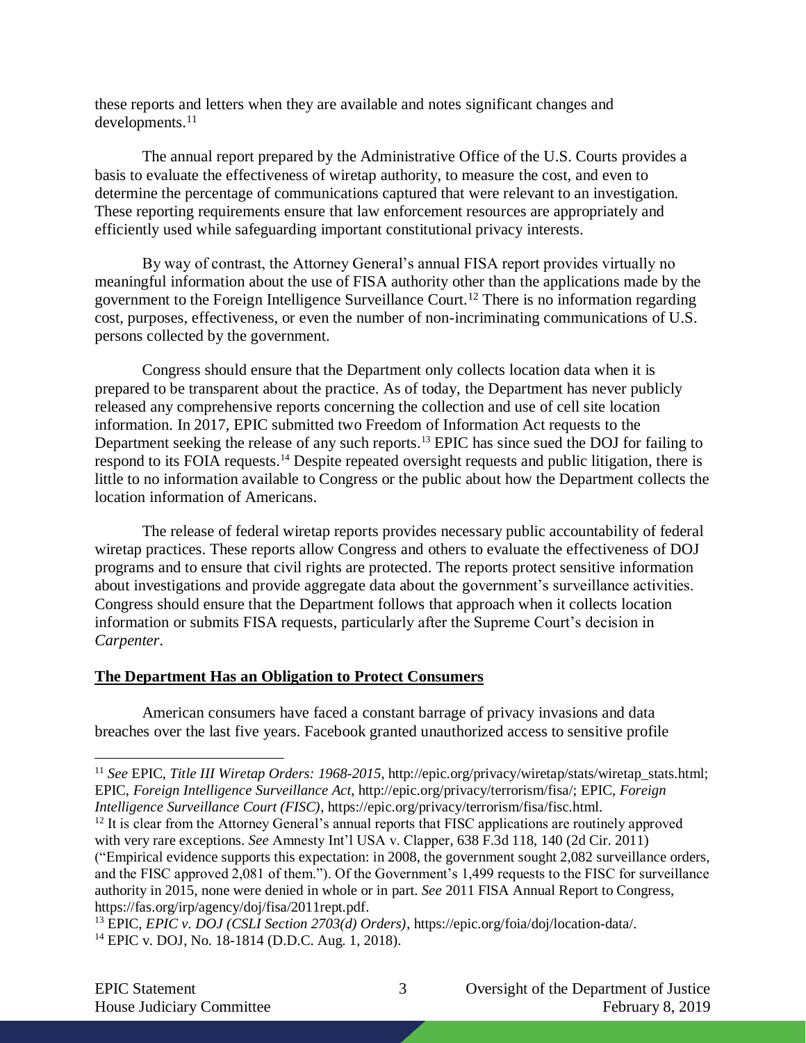these reports and letters when they are available and notes significant changes and developments.[11]

The annual report prepared by the Administrative Office of the U.S. Courts provides a basis to evaluate the effectiveness of wiretap authority, to measure the cost, and even to determine the percentage of communications captured that were relevant to an investigation. These reporting requirements ensure that law enforcement resources are appropriately and efficiently used while safeguarding important constitutional privacy interests.

By way of contrast, the Attorney General's annual FISA report provides virtually no meaningful information about the use of FISA authority other than the applications made by the government to the Foreign Intelligence Surveillance Court.[12] There is no information regarding cost, purposes, effectiveness, or even the number of non-incriminating communications of U.S. persons collected by the government.

Congress should ensure that the Department only collects location data when it is prepared to be transparent about the practice. As of today, the Department has never publicly released any comprehensive reports concerning the collection and use of cell site location information. In 2017, EPIC submitted two Freedom of Information Act requests to the Department seeking the release of any such reports.[13] EPIC has since sued the DOJ for failing to respond to its FOIA requests.[14] Despite repeated oversight requests and public litigation, there is little to no information available to Congress or the public about how the Department collects the location information of Americans.

The release of federal wiretap reports provides necessary public accountability of federal wiretap practices. These reports allow Congress and others to evaluate the effectiveness of DOJ programs and to ensure that civil rights are protected. The reports protect sensitive information about investigations and provide aggregate data about the government's surveillance activities. Congress should ensure that the Department follows that approach when it collects location information or submits FISA requests, particularly after the Supreme Court's decision in *Carpenter*.

## **The Department Has an Obligation to Protect Consumers**

American consumers have faced a constant barrage of privacy invasions and data breaches over the last five years. Facebook granted unauthorized access to sensitive profile

---

[11] *See* EPIC, *Title III Wiretap Orders: 1968-2015*, http://epic.org/privacy/wiretap/stats/wiretap_stats.html; EPIC, *Foreign Intelligence Surveillance Act*, http://epic.org/privacy/terrorism/fisa/; EPIC, *Foreign Intelligence Surveillance Court (FISC)*, https://epic.org/privacy/terrorism/fisa/fisc.html.

[12] It is clear from the Attorney General's annual reports that FISC applications are routinely approved with very rare exceptions. *See* Amnesty Int'l USA v. Clapper, 638 F.3d 118, 140 (2d Cir. 2011) ("Empirical evidence supports this expectation: in 2008, the government sought 2,082 surveillance orders, and the FISC approved 2,081 of them."). Of the Government's 1,499 requests to the FISC for surveillance authority in 2015, none were denied in whole or in part. *See* 2011 FISA Annual Report to Congress, https://fas.org/irp/agency/doj/fisa/2011rept.pdf.

[13] EPIC, *EPIC v. DOJ (CSLI Section 2703(d) Orders)*, https://epic.org/foia/doj/location-data/.

[14] EPIC v. DOJ, No. 18-1814 (D.D.C. Aug. 1, 2018).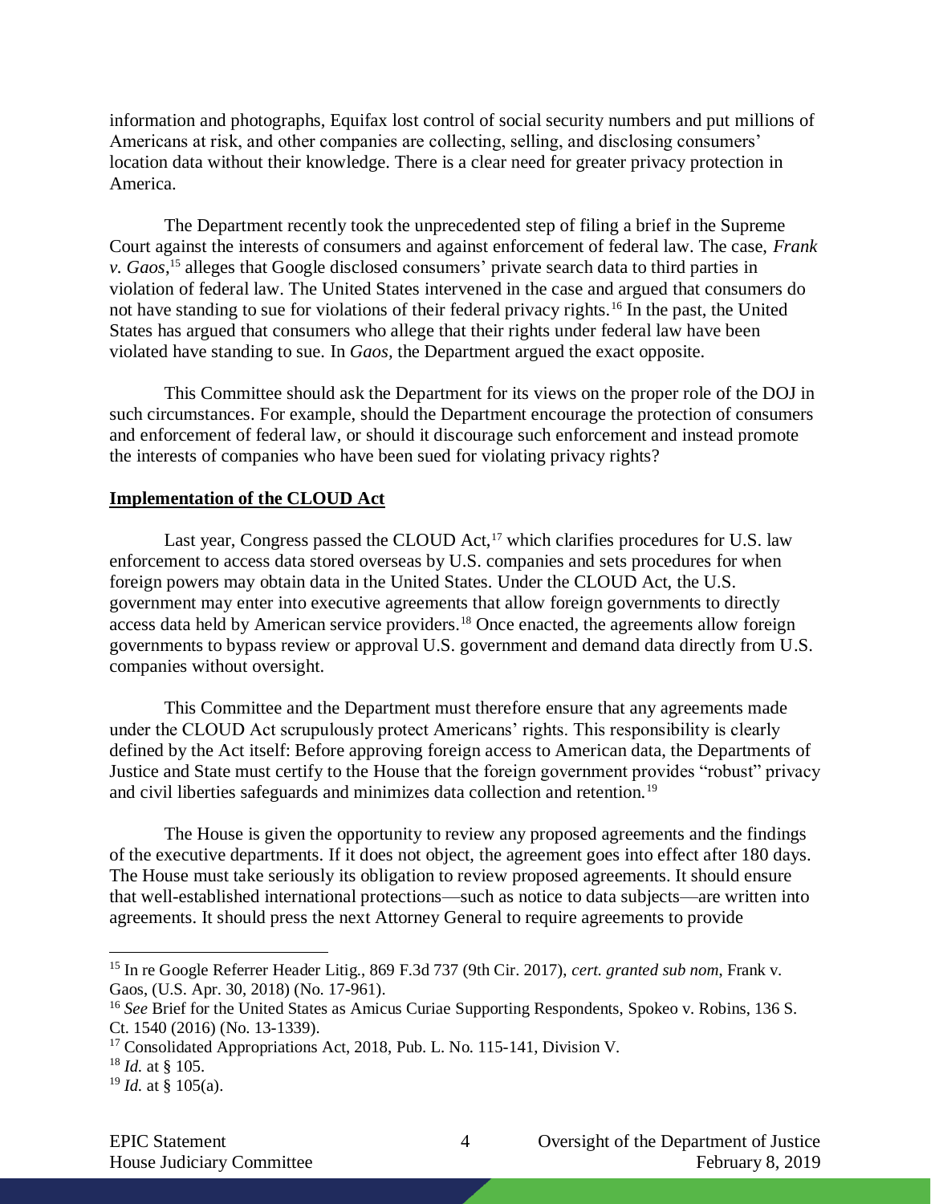information and photographs, Equifax lost control of social security numbers and put millions of Americans at risk, and other companies are collecting, selling, and disclosing consumers' location data without their knowledge. There is a clear need for greater privacy protection in America.

The Department recently took the unprecedented step of filing a brief in the Supreme Court against the interests of consumers and against enforcement of federal law. The case, *Frank v. Gaos*,[15] alleges that Google disclosed consumers' private search data to third parties in violation of federal law. The United States intervened in the case and argued that consumers do not have standing to sue for violations of their federal privacy rights.[16] In the past, the United States has argued that consumers who allege that their rights under federal law have been violated have standing to sue. In *Gaos,* the Department argued the exact opposite.

This Committee should ask the Department for its views on the proper role of the DOJ in such circumstances. For example, should the Department encourage the protection of consumers and enforcement of federal law, or should it discourage such enforcement and instead promote the interests of companies who have been sued for violating privacy rights?

**Implementation of the CLOUD Act**

Last year, Congress passed the CLOUD Act,[17] which clarifies procedures for U.S. law enforcement to access data stored overseas by U.S. companies and sets procedures for when foreign powers may obtain data in the United States. Under the CLOUD Act, the U.S. government may enter into executive agreements that allow foreign governments to directly access data held by American service providers.[18] Once enacted, the agreements allow foreign governments to bypass review or approval U.S. government and demand data directly from U.S. companies without oversight.

This Committee and the Department must therefore ensure that any agreements made under the CLOUD Act scrupulously protect Americans' rights. This responsibility is clearly defined by the Act itself: Before approving foreign access to American data, the Departments of Justice and State must certify to the House that the foreign government provides "robust" privacy and civil liberties safeguards and minimizes data collection and retention.[19]

The House is given the opportunity to review any proposed agreements and the findings of the executive departments. If it does not object, the agreement goes into effect after 180 days. The House must take seriously its obligation to review proposed agreements. It should ensure that well-established international protections—such as notice to data subjects—are written into agreements. It should press the next Attorney General to require agreements to provide

---

[15] In re Google Referrer Header Litig., 869 F.3d 737 (9th Cir. 2017), *cert. granted sub nom*, Frank v. Gaos, (U.S. Apr. 30, 2018) (No. 17-961).

[16] *See* Brief for the United States as Amicus Curiae Supporting Respondents, Spokeo v. Robins, 136 S. Ct. 1540 (2016) (No. 13-1339).

[17] Consolidated Appropriations Act, 2018, Pub. L. No. 115-141, Division V.

[18] *Id.* at § 105.

[19] *Id.* at § 105(a).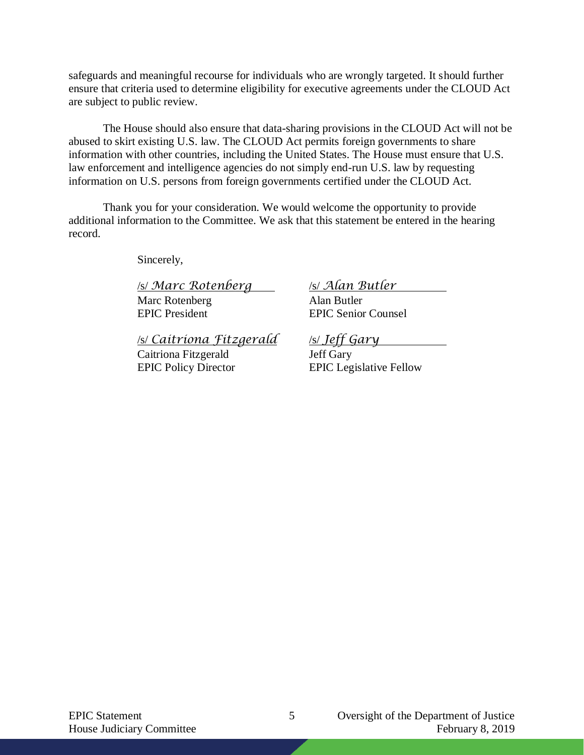safeguards and meaningful recourse for individuals who are wrongly targeted. It should further ensure that criteria used to determine eligibility for executive agreements under the CLOUD Act are subject to public review.

The House should also ensure that data-sharing provisions in the CLOUD Act will not be abused to skirt existing U.S. law. The CLOUD Act permits foreign governments to share information with other countries, including the United States. The House must ensure that U.S. law enforcement and intelligence agencies do not simply end-run U.S. law by requesting information on U.S. persons from foreign governments certified under the CLOUD Act.

Thank you for your consideration. We would welcome the opportunity to provide additional information to the Committee. We ask that this statement be entered in the hearing record.

Sincerely,

/s/ *Marc Rotenberg*
Marc Rotenberg
EPIC President

/s/ *Alan Butler*
Alan Butler
EPIC Senior Counsel

/s/ *Caitriona Fitzgerald*
Caitriona Fitzgerald
EPIC Policy Director

/s/ *Jeff Gary*
Jeff Gary
EPIC Legislative Fellow